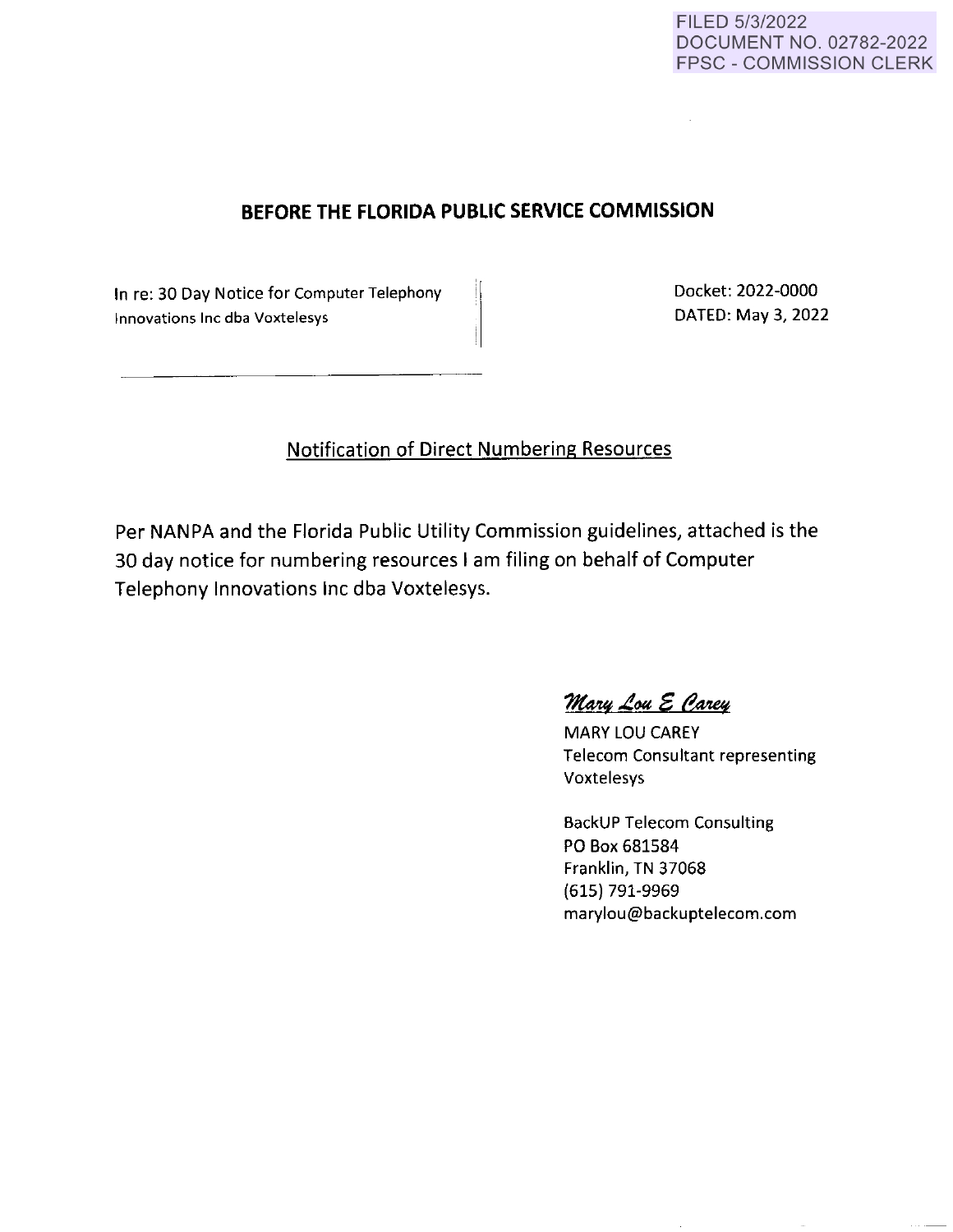FILED 5/3/2022
DOCUMENT NO. 02782-2022
FPSC - COMMISSION CLERK

## BEFORE THE FLORIDA PUBLIC SERVICE COMMISSION

| In re: 30 Day Notice for Computer Telephony Innovations Inc dba Voxtelesys | Docket: 2022-0000<br>DATED: May 3, 2022 |
|---|---|

Notification of Direct Numbering Resources

Per NANPA and the Florida Public Utility Commission guidelines, attached is the 30 day notice for numbering resources I am filing on behalf of Computer Telephony Innovations Inc dba Voxtelesys.

*Mary Lou E Carey*

MARY LOU CAREY
Telecom Consultant representing
Voxtelesys

BackUP Telecom Consulting
PO Box 681584
Franklin, TN 37068
(615) 791-9969
marylou@backuptelecom.com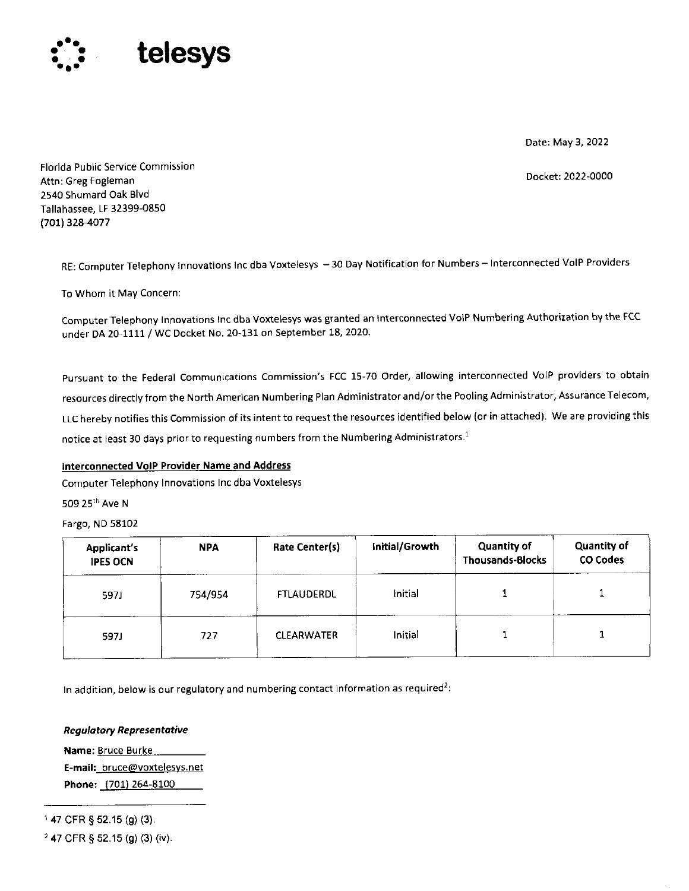# telesys

Date: May 3, 2022

Docket: 2022-0000

Florida Public Service Commission
Attn: Greg Fogleman
2540 Shumard Oak Blvd
Tallahassee, LF 32399-0850
(701) 328-4077

RE: Computer Telephony Innovations Inc dba Voxtelesys – 30 Day Notification for Numbers – Interconnected VoIP Providers

To Whom it May Concern:

Computer Telephony Innovations Inc dba Voxtelesys was granted an Interconnected VoIP Numbering Authorization by the FCC under DA 20-1111 / WC Docket No. 20-131 on September 18, 2020.

Pursuant to the Federal Communications Commission's FCC 15-70 Order, allowing interconnected VoIP providers to obtain resources directly from the North American Numbering Plan Administrator and/or the Pooling Administrator, Assurance Telecom, LLC hereby notifies this Commission of its intent to request the resources identified below (or in attached). We are providing this notice at least 30 days prior to requesting numbers from the Numbering Administrators.[1]

**Interconnected VoIP Provider Name and Address**

Computer Telephony Innovations Inc dba Voxtelesys

509 25th Ave N

Fargo, ND 58102

| Applicant's IPES OCN | NPA | Rate Center(s) | Initial/Growth | Quantity of Thousands-Blocks | Quantity of CO Codes |
|---|---|---|---|---|---|
| 597J | 754/954 | FTLAUDERDL | Initial | 1 | 1 |
| 597J | 727 | CLEARWATER | Initial | 1 | 1 |

In addition, below is our regulatory and numbering contact information as required[2]:

***Regulatory Representative***

**Name:** Bruce Burke

**E-mail:** bruce@voxtelesys.net

**Phone:** (701) 264-8100

---

[1] 47 CFR § 52.15 (g) (3).

[2] 47 CFR § 52.15 (g) (3) (iv).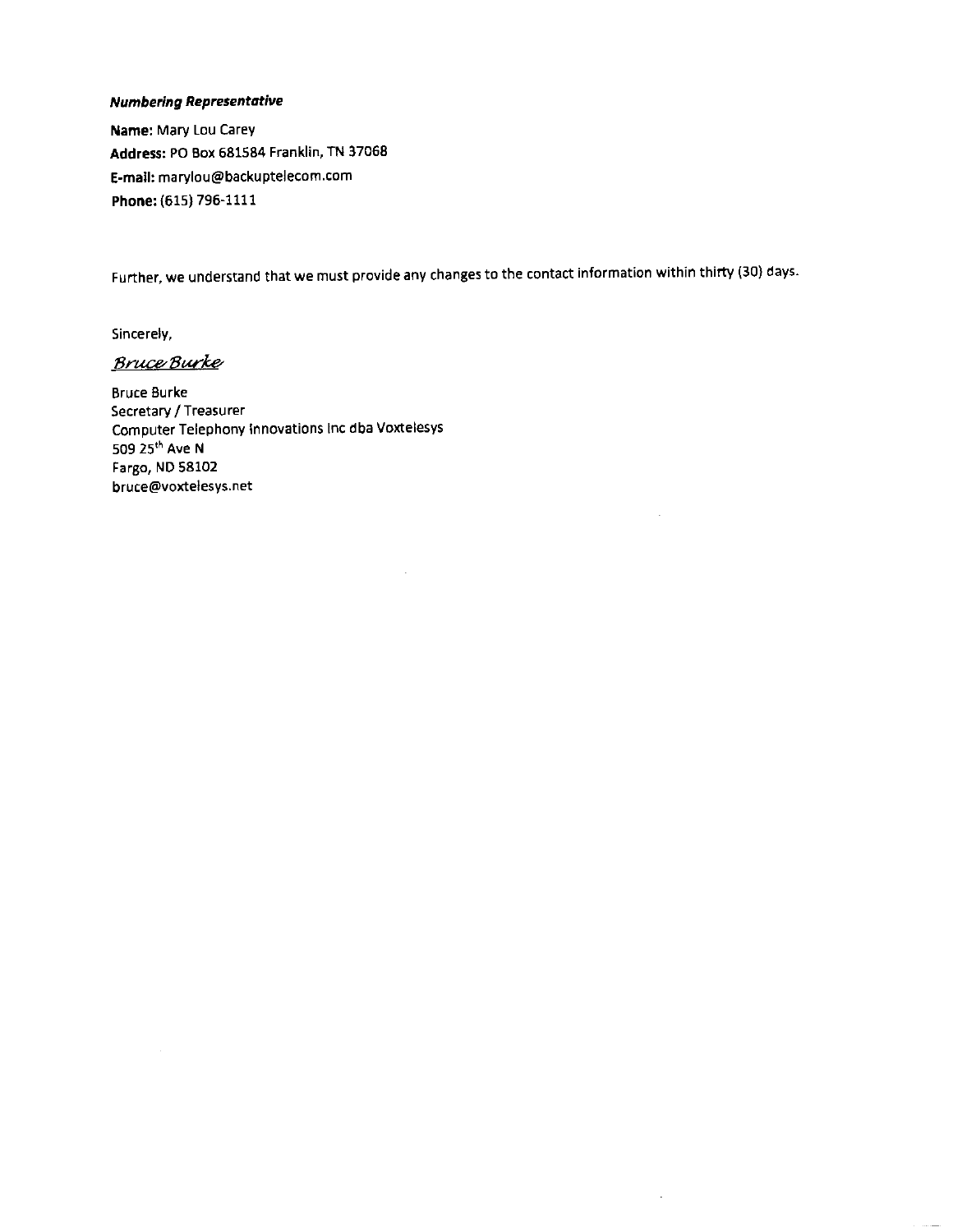***Numbering Representative***

**Name:** Mary Lou Carey
**Address:** PO Box 681584 Franklin, TN 37068
**E-mail:** marylou@backuptelecom.com
**Phone:** (615) 796-1111

Further, we understand that we must provide any changes to the contact information within thirty (30) days.

Sincerely,

*Bruce Burke*

Bruce Burke
Secretary / Treasurer
Computer Telephony Innovations Inc dba Voxtelesys
509 25th Ave N
Fargo, ND 58102
bruce@voxtelesys.net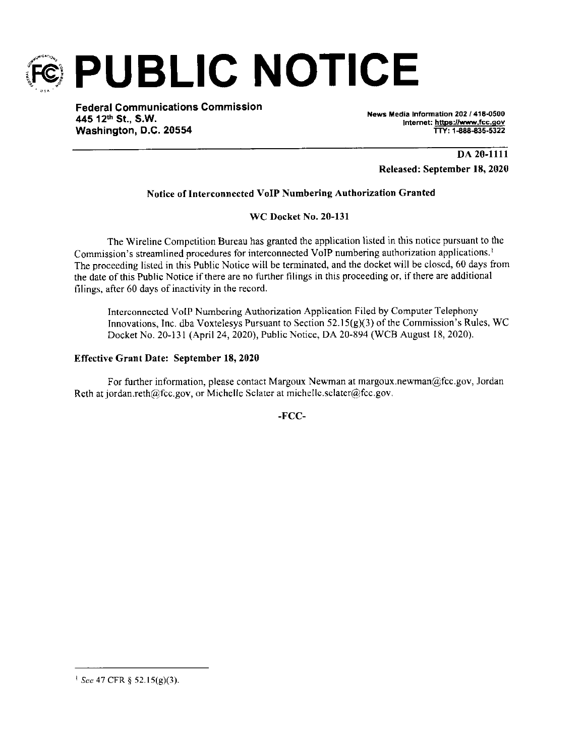# PUBLIC NOTICE

**Federal Communications Commission**
**445 12th St., S.W.**
**Washington, D.C. 20554**

News Media Information 202 / 418-0500
Internet: https://www.fcc.gov
TTY: 1-888-835-5322

**DA 20-1111**
**Released: September 18, 2020**

**Notice of Interconnected VoIP Numbering Authorization Granted**

**WC Docket No. 20-131**

The Wireline Competition Bureau has granted the application listed in this notice pursuant to the Commission's streamlined procedures for interconnected VoIP numbering authorization applications.[1] The proceeding listed in this Public Notice will be terminated, and the docket will be closed, 60 days from the date of this Public Notice if there are no further filings in this proceeding or, if there are additional filings, after 60 days of inactivity in the record.

> Interconnected VoIP Numbering Authorization Application Filed by Computer Telephony Innovations, Inc. dba Voxtelesys Pursuant to Section 52.15(g)(3) of the Commission's Rules, WC Docket No. 20-131 (April 24, 2020), Public Notice, DA 20-894 (WCB August 18, 2020).

**Effective Grant Date: September 18, 2020**

For further information, please contact Margoux Newman at margoux.newman@fcc.gov, Jordan Reth at jordan.reth@fcc.gov, or Michelle Sclater at michelle.sclater@fcc.gov.

**-FCC-**

---

[1] *See* 47 CFR § 52.15(g)(3).